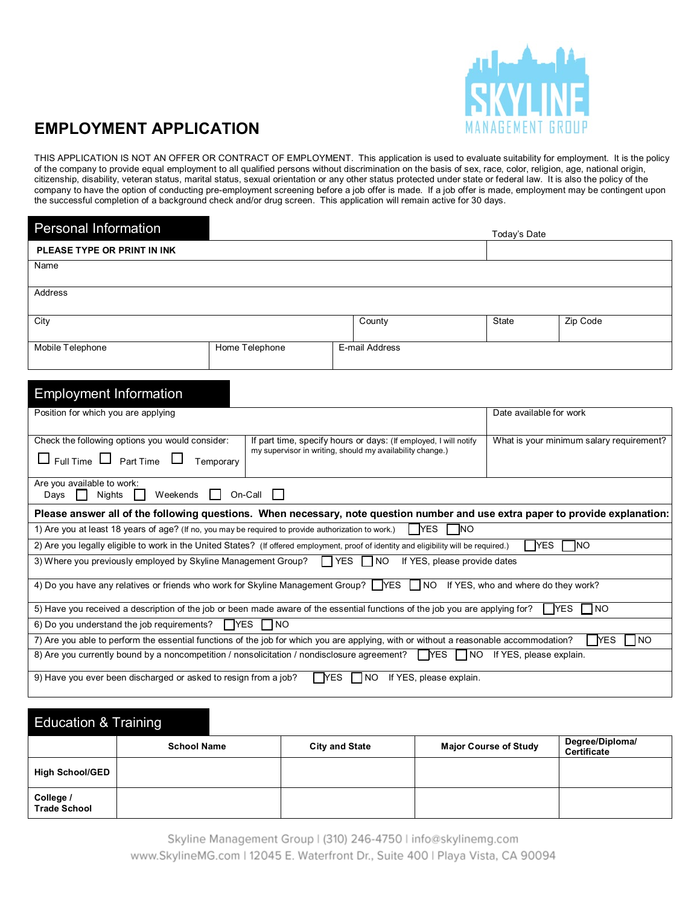# EMPLOYMENT APPLICATION

SKYLINE MANAGEMENT GROUP

THIS APPLICATION IS NOT AN OFFER OR CONTRACT OF EMPLOYMENT. This application is used to evaluate suitability for employment. It is the policy of the company to provide equal employment to all qualified persons without discrimination on the basis of sex, race, color, religion, age, national origin, citizenship, disability, veteran status, marital status, sexual orientation or any other status protected under state or federal law. It is also the policy of the company to have the option of conducting pre-employment screening before a job offer is made. If a job offer is made, employment may be contingent upon the successful completion of a background check and/or drug screen. This application will remain active for 30 days.

## Personal Information

| **PLEASE TYPE OR PRINT IN INK** | | | | Today's Date |
|---|---|---|---|---|
| Name | | | | |
| Address | | | | |
| City | | County | State | Zip Code |
| Mobile Telephone | Home Telephone | E-mail Address | | |

## Employment Information

| Position for which you are applying | | Date available for work |
|---|---|---|
| Check the following options you would consider: ☐ Full Time ☐ Part Time ☐ Temporary | If part time, specify hours or days: (If employed, I will notify my supervisor in writing, should my availability change.) | What is your minimum salary requirement? |
| Are you available to work: Days ☐ Nights ☐ Weekends ☐ On-Call ☐ | | |

**Please answer all of the following questions. When necessary, note question number and use extra paper to provide explanation:**

1) Are you at least 18 years of age? (If no, you may be required to provide authorization to work.) ☐ YES ☐ NO

2) Are you legally eligible to work in the United States? (If offered employment, proof of identity and eligibility will be required.) ☐ YES ☐ NO

3) Where you previously employed by Skyline Management Group? ☐ YES ☐ NO If YES, please provide dates

4) Do you have any relatives or friends who work for Skyline Management Group? ☐ YES ☐ NO If YES, who and where do they work?

5) Have you received a description of the job or been made aware of the essential functions of the job you are applying for? ☐ YES ☐ NO

6) Do you understand the job requirements? ☐ YES ☐ NO

7) Are you able to perform the essential functions of the job for which you are applying, with or without a reasonable accommodation? ☐ YES ☐ NO

8) Are you currently bound by a noncompetition / nonsolicitation / nondisclosure agreement? ☐ YES ☐ NO If YES, please explain.

9) Have you ever been discharged or asked to resign from a job? ☐ YES ☐ NO If YES, please explain.

## Education & Training

| | **School Name** | **City and State** | **Major Course of Study** | **Degree/Diploma/ Certificate** |
|---|---|---|---|---|
| **High School/GED** | | | | |
| **College / Trade School** | | | | |

Skyline Management Group | (310) 246-4750 | info@skylinemg.com
www.SkylineMG.com | 12045 E. Waterfront Dr., Suite 400 | Playa Vista, CA 90094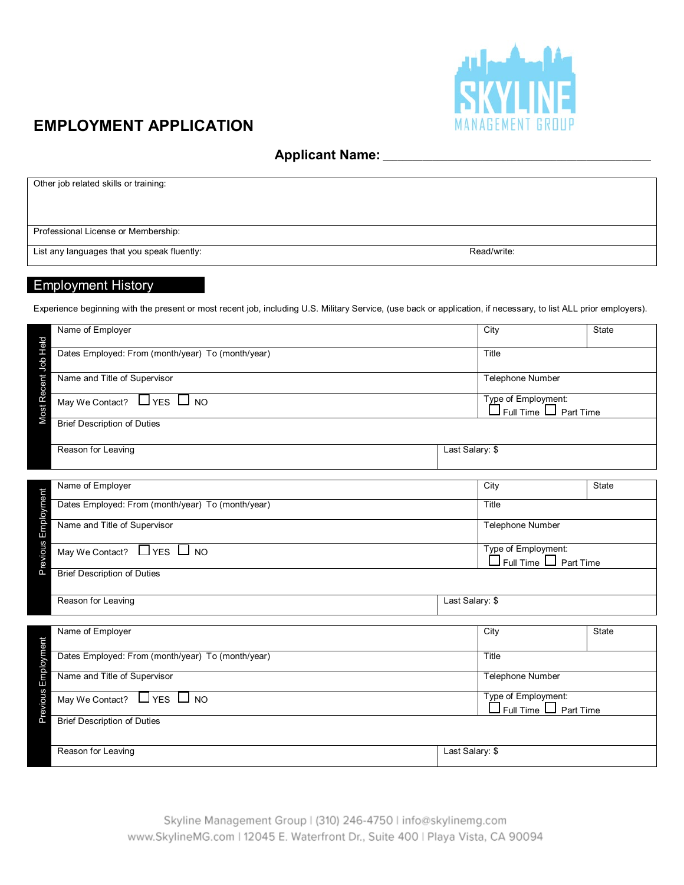# EMPLOYMENT APPLICATION

SKYLINE MANAGEMENT GROUP

**Applicant Name:** ___________________________________________

| Other job related skills or training: | |
|---|---|
| Professional License or Membership: | |
| List any languages that you speak fluently: | Read/write: |

## Employment History

Experience beginning with the present or most recent job, including U.S. Military Service, (use back or application, if necessary, to list ALL prior employers).

**Most Recent Job Held**

| Name of Employer | | City | State |
|---|---|---|---|
| Dates Employed: From (month/year) To (month/year) | | Title | |
| Name and Title of Supervisor | | Telephone Number | |
| May We Contact? ☐ YES ☐ NO | | Type of Employment: ☐ Full Time ☐ Part Time | |
| Brief Description of Duties | | | |
| Reason for Leaving | Last Salary: $ | | |

**Previous Employment**

| Name of Employer | | City | State |
|---|---|---|---|
| Dates Employed: From (month/year) To (month/year) | | Title | |
| Name and Title of Supervisor | | Telephone Number | |
| May We Contact? ☐ YES ☐ NO | | Type of Employment: ☐ Full Time ☐ Part Time | |
| Brief Description of Duties | | | |
| Reason for Leaving | Last Salary: $ | | |

**Previous Employment**

| Name of Employer | | City | State |
|---|---|---|---|
| Dates Employed: From (month/year) To (month/year) | | Title | |
| Name and Title of Supervisor | | Telephone Number | |
| May We Contact? ☐ YES ☐ NO | | Type of Employment: ☐ Full Time ☐ Part Time | |
| Brief Description of Duties | | | |
| Reason for Leaving | Last Salary: $ | | |

Skyline Management Group | (310) 246-4750 | info@skylinemg.com
www.SkylineMG.com | 12045 E. Waterfront Dr., Suite 400 | Playa Vista, CA 90094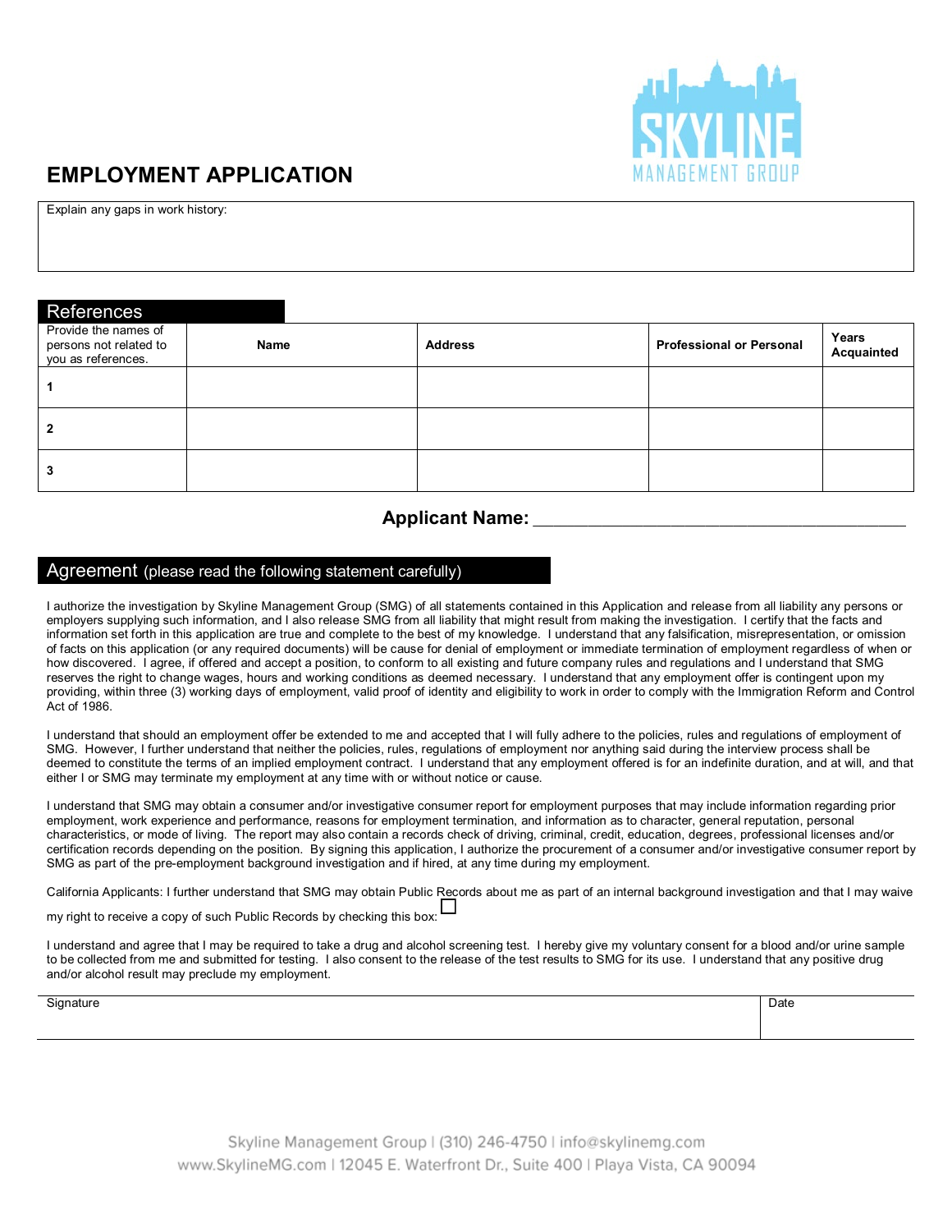# EMPLOYMENT APPLICATION

Explain any gaps in work history:

## References

| Provide the names of persons not related to you as references. | Name | Address | Professional or Personal | Years Acquainted |
|---|---|---|---|---|
| **1** | | | | |
| **2** | | | | |
| **3** | | | | |

**Applicant Name:** ___________________________________________

## Agreement (please read the following statement carefully)

I authorize the investigation by Skyline Management Group (SMG) of all statements contained in this Application and release from all liability any persons or employers supplying such information, and I also release SMG from all liability that might result from making the investigation. I certify that the facts and information set forth in this application are true and complete to the best of my knowledge. I understand that any falsification, misrepresentation, or omission of facts on this application (or any required documents) will be cause for denial of employment or immediate termination of employment regardless of when or how discovered. I agree, if offered and accept a position, to conform to all existing and future company rules and regulations and I understand that SMG reserves the right to change wages, hours and working conditions as deemed necessary. I understand that any employment offer is contingent upon my providing, within three (3) working days of employment, valid proof of identity and eligibility to work in order to comply with the Immigration Reform and Control Act of 1986.

I understand that should an employment offer be extended to me and accepted that I will fully adhere to the policies, rules and regulations of employment of SMG. However, I further understand that neither the policies, rules, regulations of employment nor anything said during the interview process shall be deemed to constitute the terms of an implied employment contract. I understand that any employment offered is for an indefinite duration, and at will, and that either I or SMG may terminate my employment at any time with or without notice or cause.

I understand that SMG may obtain a consumer and/or investigative consumer report for employment purposes that may include information regarding prior employment, work experience and performance, reasons for employment termination, and information as to character, general reputation, personal characteristics, or mode of living. The report may also contain a records check of driving, criminal, credit, education, degrees, professional licenses and/or certification records depending on the position. By signing this application, I authorize the procurement of a consumer and/or investigative consumer report by SMG as part of the pre-employment background investigation and if hired, at any time during my employment.

California Applicants: I further understand that SMG may obtain Public Records about me as part of an internal background investigation and that I may waive my right to receive a copy of such Public Records by checking this box: ☐

I understand and agree that I may be required to take a drug and alcohol screening test. I hereby give my voluntary consent for a blood and/or urine sample to be collected from me and submitted for testing. I also consent to the release of the test results to SMG for its use. I understand that any positive drug and/or alcohol result may preclude my employment.

| Signature | Date |
|---|---|
| | |

Skyline Management Group | (310) 246-4750 | info@skylinemg.com
www.SkylineMG.com | 12045 E. Waterfront Dr., Suite 400 | Playa Vista, CA 90094